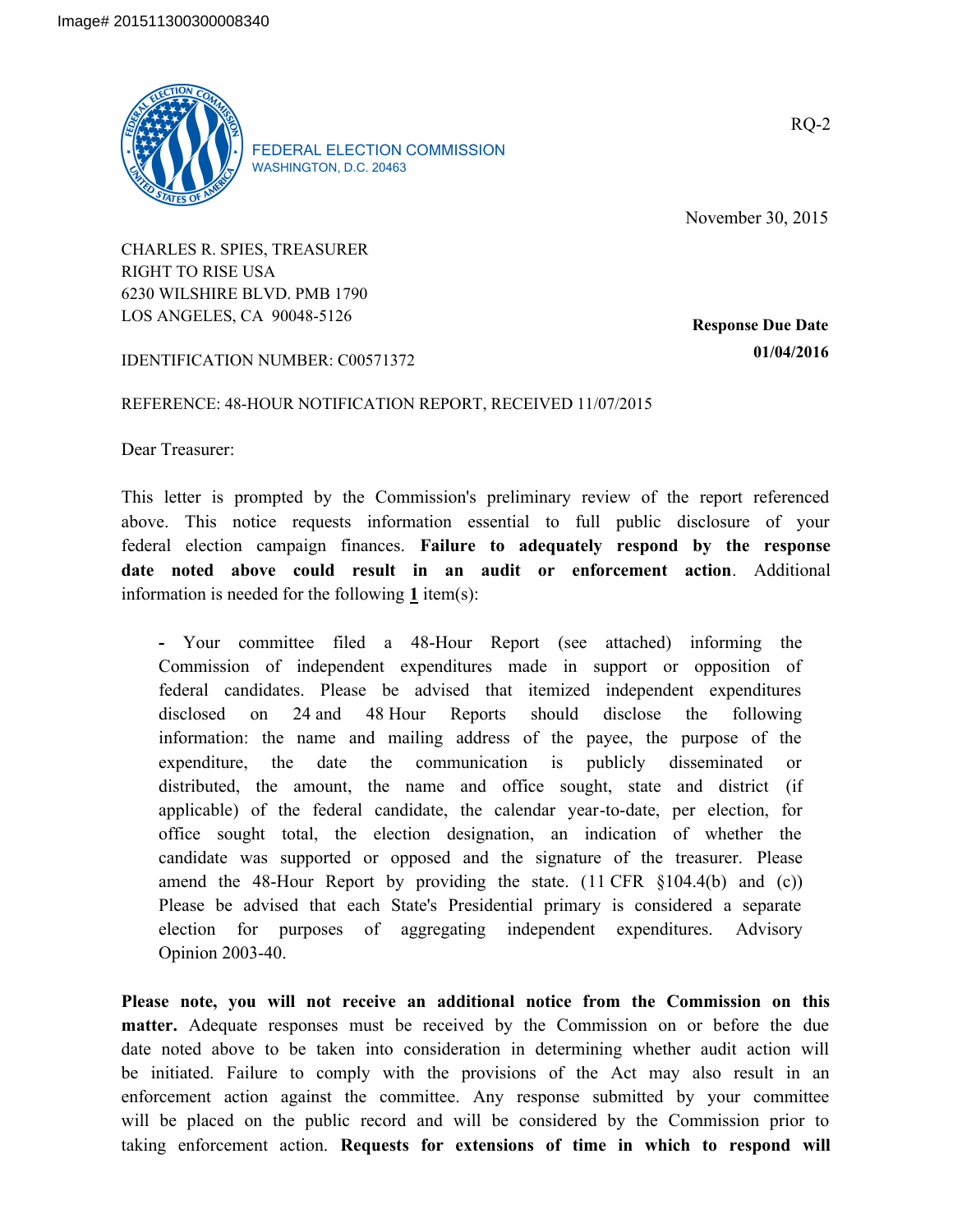Image# 201511300300008340

FEDERAL ELECTION COMMISSION
WASHINGTON, D.C. 20463

RQ-2

November 30, 2015

CHARLES R. SPIES, TREASURER
RIGHT TO RISE USA
6230 WILSHIRE BLVD. PMB 1790
LOS ANGELES, CA 90048-5126

**Response Due Date**
**01/04/2016**

IDENTIFICATION NUMBER: C00571372

REFERENCE: 48-HOUR NOTIFICATION REPORT, RECEIVED 11/07/2015

Dear Treasurer:

This letter is prompted by the Commission's preliminary review of the report referenced above. This notice requests information essential to full public disclosure of your federal election campaign finances. **Failure to adequately respond by the response date noted above could result in an audit or enforcement action**. Additional information is needed for the following **1** item(s):

- Your committee filed a 48-Hour Report (see attached) informing the Commission of independent expenditures made in support or opposition of federal candidates. Please be advised that itemized independent expenditures disclosed on 24 and 48 Hour Reports should disclose the following information: the name and mailing address of the payee, the purpose of the expenditure, the date the communication is publicly disseminated or distributed, the amount, the name and office sought, state and district (if applicable) of the federal candidate, the calendar year-to-date, per election, for office sought total, the election designation, an indication of whether the candidate was supported or opposed and the signature of the treasurer. Please amend the 48-Hour Report by providing the state. (11 CFR §104.4(b) and (c)) Please be advised that each State's Presidential primary is considered a separate election for purposes of aggregating independent expenditures. Advisory Opinion 2003-40.

**Please note, you will not receive an additional notice from the Commission on this matter.** Adequate responses must be received by the Commission on or before the due date noted above to be taken into consideration in determining whether audit action will be initiated. Failure to comply with the provisions of the Act may also result in an enforcement action against the committee. Any response submitted by your committee will be placed on the public record and will be considered by the Commission prior to taking enforcement action. **Requests for extensions of time in which to respond will**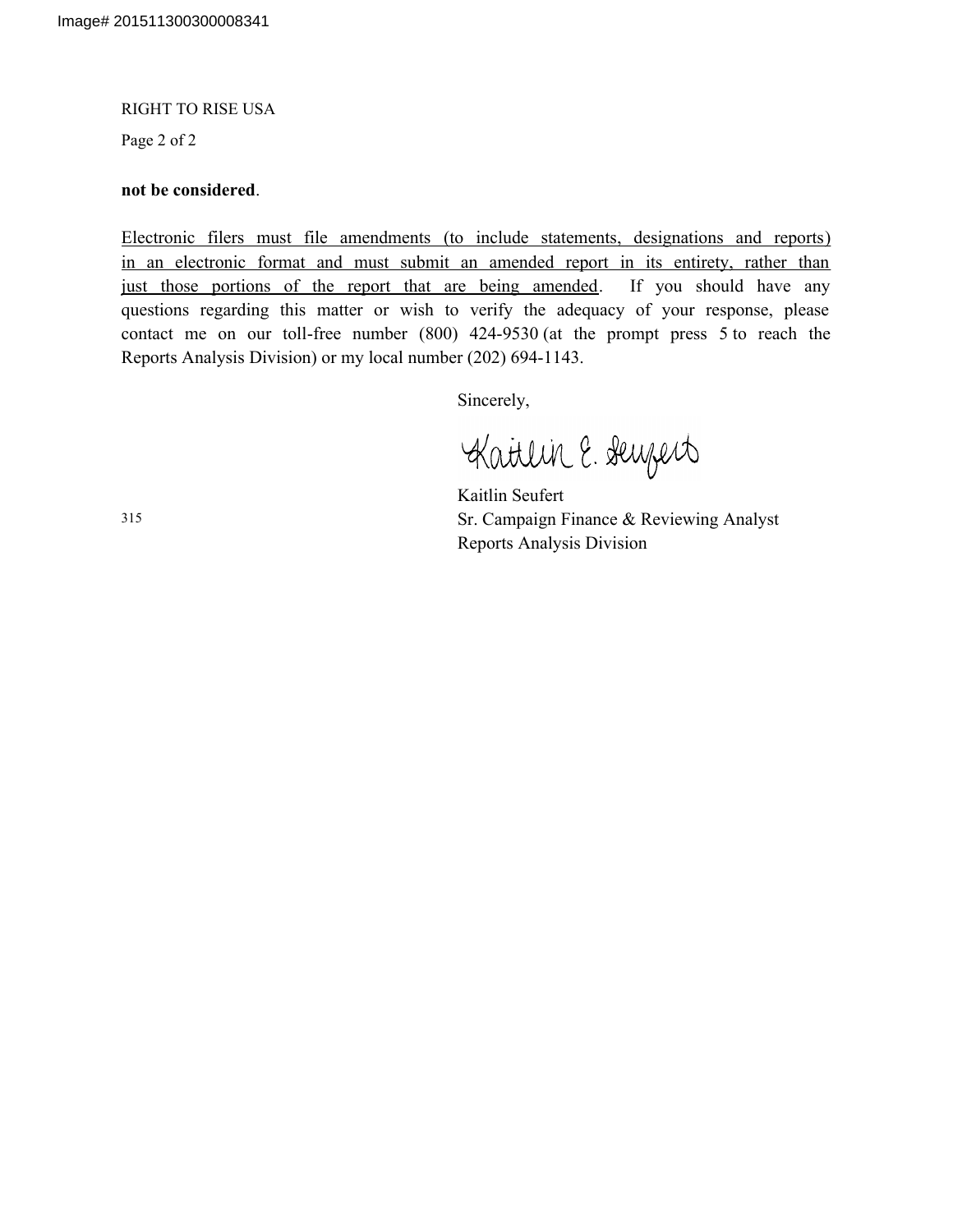**not be considered**.

Electronic filers must file amendments (to include statements, designations and reports) in an electronic format and must submit an amended report in its entirety, rather than just those portions of the report that are being amended. If you should have any questions regarding this matter or wish to verify the adequacy of your response, please contact me on our toll-free number (800) 424-9530 (at the prompt press 5 to reach the Reports Analysis Division) or my local number (202) 694-1143.

Sincerely,

Kaitlin Seufert
Sr. Campaign Finance & Reviewing Analyst
Reports Analysis Division

315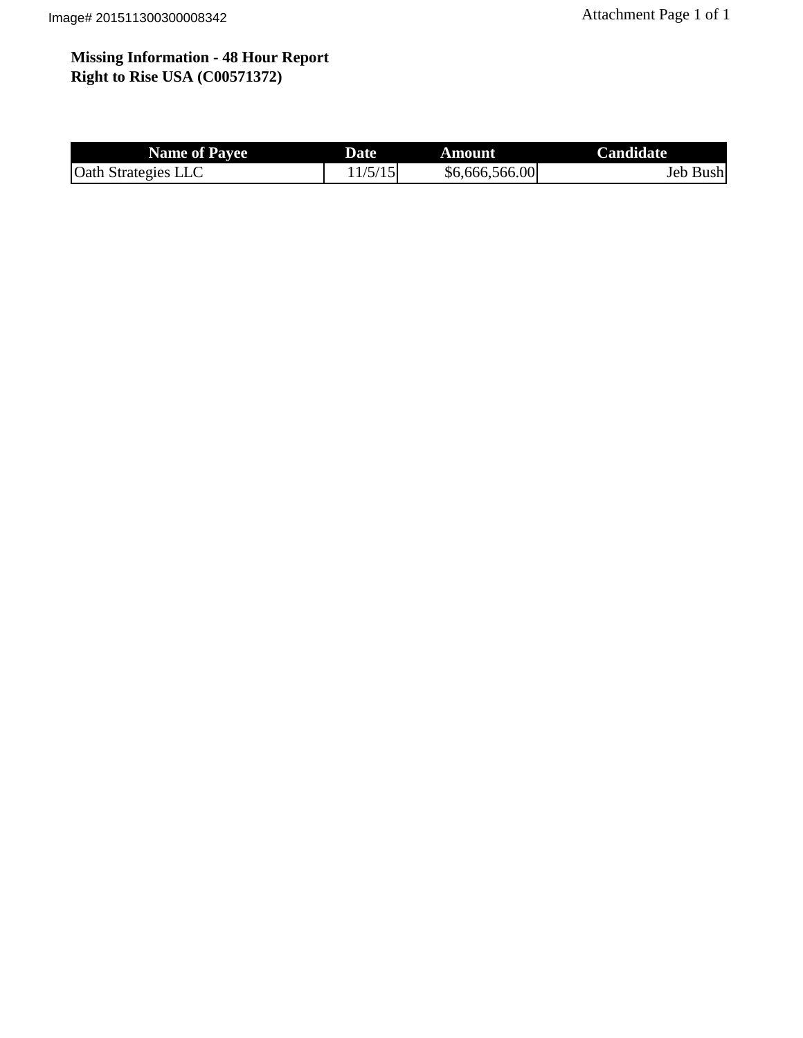**Missing Information - 48 Hour Report**
**Right to Rise USA (C00571372)**

| Name of Payee | Date | Amount | Candidate |
|---|---|---|---|
| Oath Strategies LLC | 11/5/15 | $6,666,566.00 | Jeb Bush |